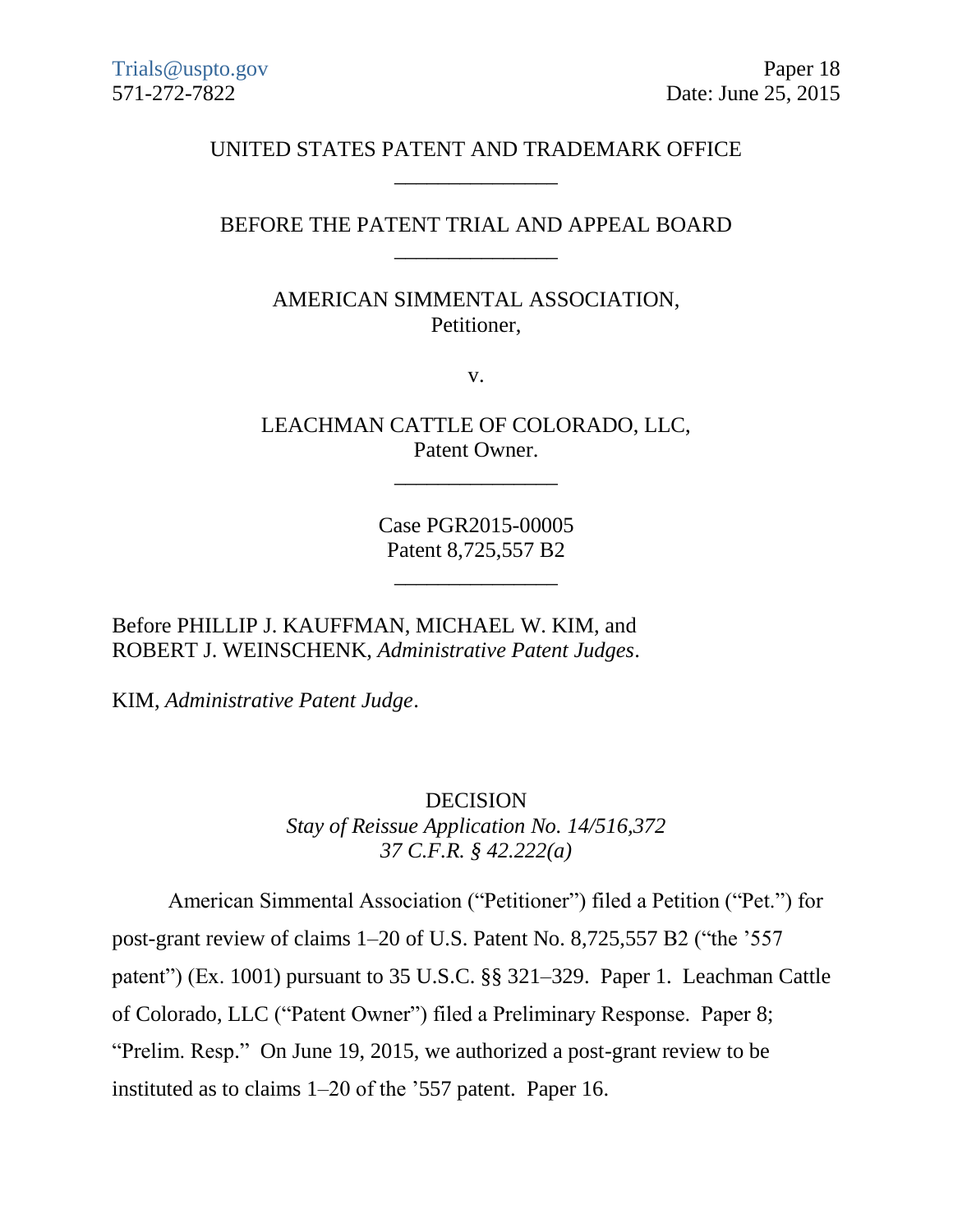Trials@uspto.gov
571-272-7822

Paper 18
Date: June 25, 2015

UNITED STATES PATENT AND TRADEMARK OFFICE

_______________

BEFORE THE PATENT TRIAL AND APPEAL BOARD

_______________

AMERICAN SIMMENTAL ASSOCIATION,
Petitioner,

v.

LEACHMAN CATTLE OF COLORADO, LLC,
Patent Owner.

_______________

Case PGR2015-00005
Patent 8,725,557 B2

_______________

Before PHILLIP J. KAUFFMAN, MICHAEL W. KIM, and ROBERT J. WEINSCHENK, *Administrative Patent Judges*.

KIM, *Administrative Patent Judge*.

DECISION
*Stay of Reissue Application No. 14/516,372*
*37 C.F.R. § 42.222(a)*

American Simmental Association ("Petitioner") filed a Petition ("Pet.") for post-grant review of claims 1–20 of U.S. Patent No. 8,725,557 B2 ("the '557 patent") (Ex. 1001) pursuant to 35 U.S.C. §§ 321–329. Paper 1. Leachman Cattle of Colorado, LLC ("Patent Owner") filed a Preliminary Response. Paper 8; "Prelim. Resp." On June 19, 2015, we authorized a post-grant review to be instituted as to claims 1–20 of the '557 patent. Paper 16.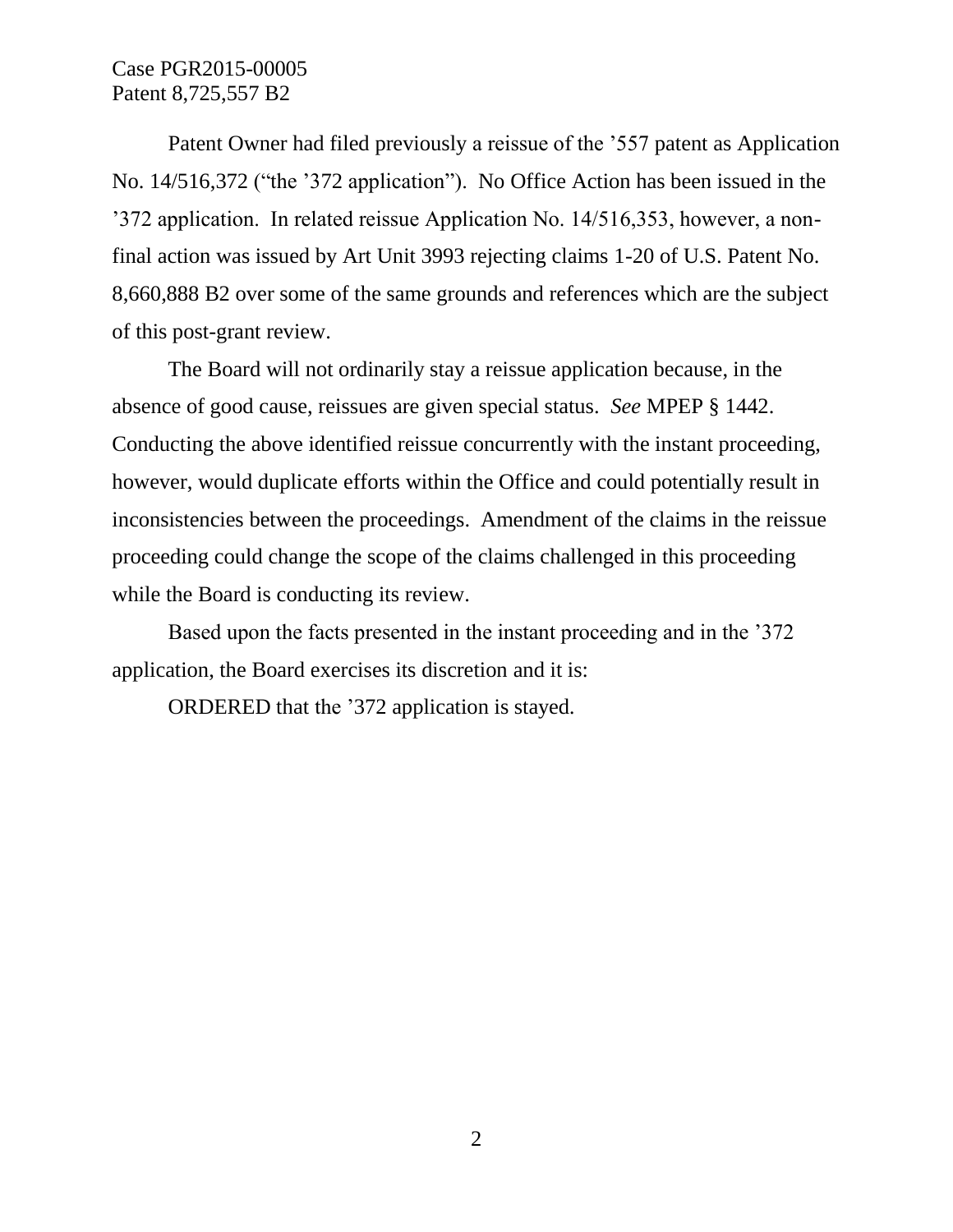Patent Owner had filed previously a reissue of the '557 patent as Application No. 14/516,372 ("the '372 application"). No Office Action has been issued in the '372 application. In related reissue Application No. 14/516,353, however, a non-final action was issued by Art Unit 3993 rejecting claims 1-20 of U.S. Patent No. 8,660,888 B2 over some of the same grounds and references which are the subject of this post-grant review.

The Board will not ordinarily stay a reissue application because, in the absence of good cause, reissues are given special status. *See* MPEP § 1442. Conducting the above identified reissue concurrently with the instant proceeding, however, would duplicate efforts within the Office and could potentially result in inconsistencies between the proceedings. Amendment of the claims in the reissue proceeding could change the scope of the claims challenged in this proceeding while the Board is conducting its review.

Based upon the facts presented in the instant proceeding and in the '372 application, the Board exercises its discretion and it is:

ORDERED that the '372 application is stayed.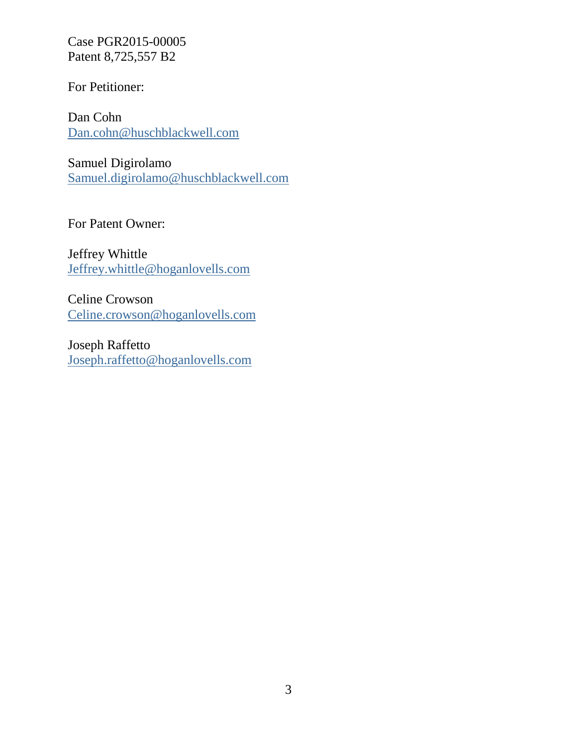Case PGR2015-00005
Patent 8,725,557 B2

For Petitioner:

Dan Cohn
Dan.cohn@huschblackwell.com

Samuel Digirolamo
Samuel.digirolamo@huschblackwell.com

For Patent Owner:

Jeffrey Whittle
Jeffrey.whittle@hoganlovells.com

Celine Crowson
Celine.crowson@hoganlovells.com

Joseph Raffetto
Joseph.raffetto@hoganlovells.com